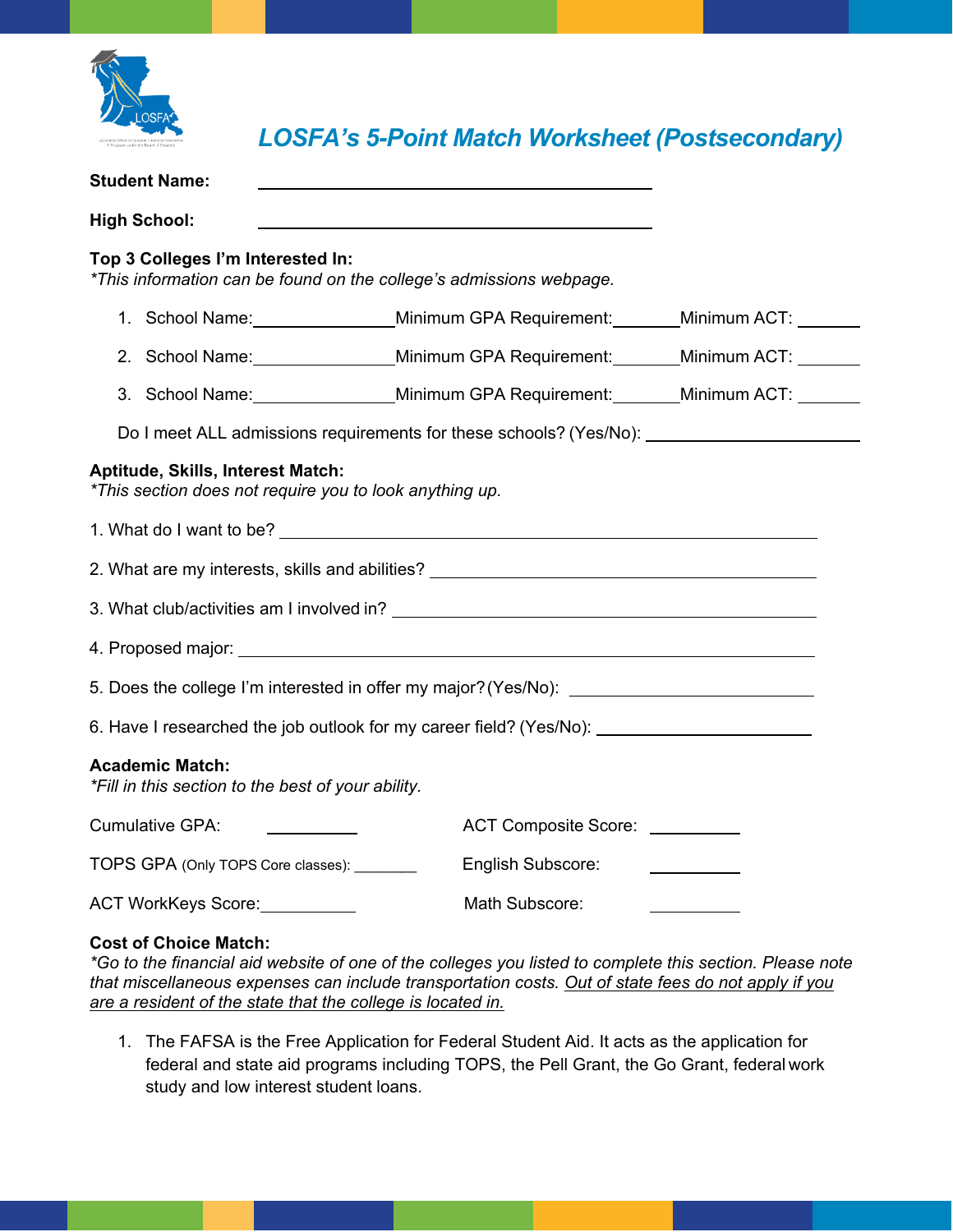# LOSFA's 5-Point Match Worksheet (Postsecondary)

**Student Name:** ____________________________________________

**High School:** ____________________________________________

**Top 3 Colleges I'm Interested In:**
*\*This information can be found on the college's admissions webpage.*

1. School Name:________________ Minimum GPA Requirement:________ Minimum ACT: ________
2. School Name:________________ Minimum GPA Requirement:________ Minimum ACT: ________
3. School Name:________________ Minimum GPA Requirement:________ Minimum ACT: ________

Do I meet ALL admissions requirements for these schools? (Yes/No): ________________________

**Aptitude, Skills, Interest Match:**
*\*This section does not require you to look anything up.*

1. What do I want to be? ____________________________________________
2. What are my interests, skills and abilities? ____________________________________________
3. What club/activities am I involved in? ____________________________________________
4. Proposed major: ____________________________________________
5. Does the college I'm interested in offer my major? (Yes/No): ________________________
6. Have I researched the job outlook for my career field? (Yes/No): ________________________

**Academic Match:**
*\*Fill in this section to the best of your ability.*

Cumulative GPA: __________

TOPS GPA (Only TOPS Core classes): ________

ACT WorkKeys Score: __________

ACT Composite Score: __________

English Subscore: __________

Math Subscore: __________

**Cost of Choice Match:**
*\*Go to the financial aid website of one of the colleges you listed to complete this section. Please note that miscellaneous expenses can include transportation costs. <u>Out of state fees do not apply if you are a resident of the state that the college is located in.</u>*

1. The FAFSA is the Free Application for Federal Student Aid. It acts as the application for federal and state aid programs including TOPS, the Pell Grant, the Go Grant, federal work study and low interest student loans.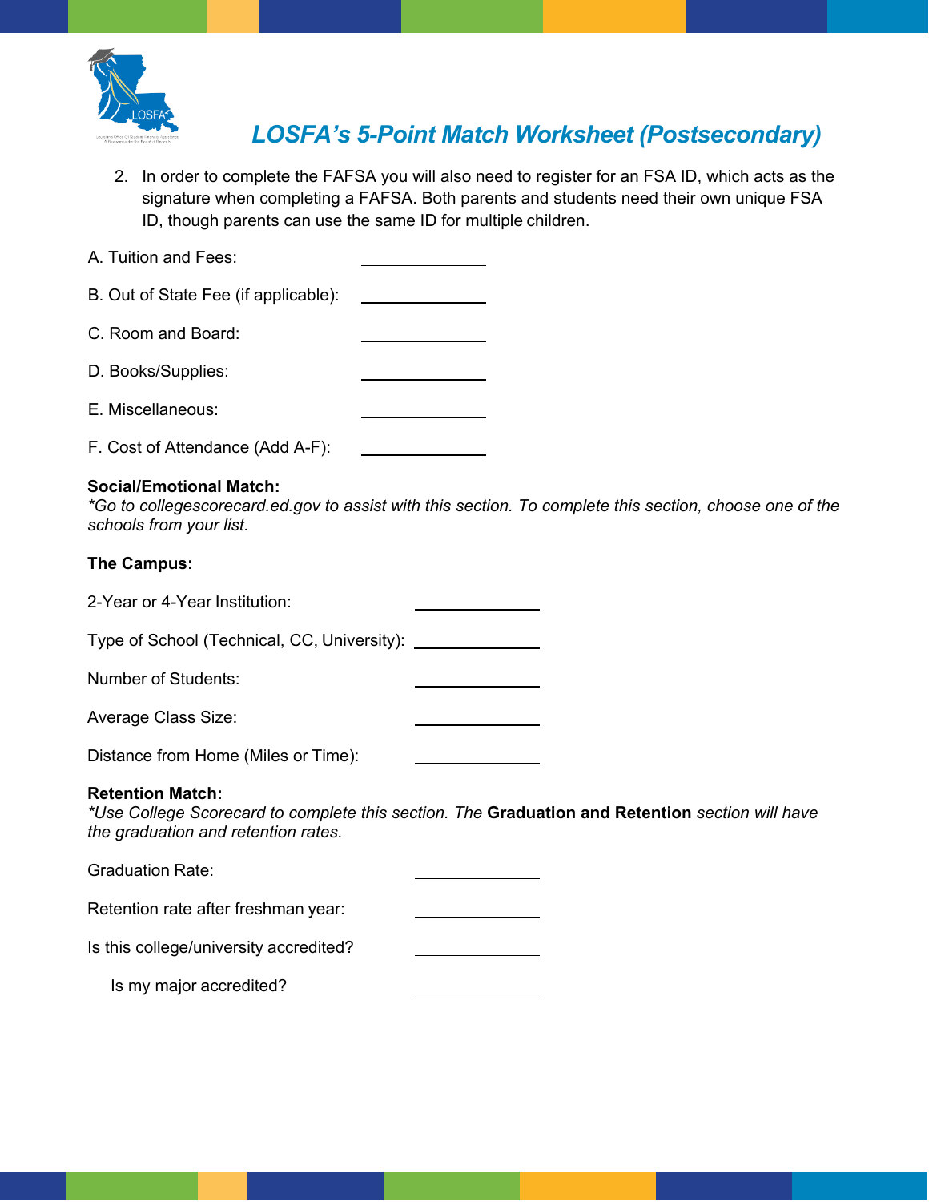## LOSFA's 5-Point Match Worksheet (Postsecondary)

2. In order to complete the FAFSA you will also need to register for an FSA ID, which acts as the signature when completing a FAFSA. Both parents and students need their own unique FSA ID, though parents can use the same ID for multiple children.

A. Tuition and Fees: ______________

B. Out of State Fee (if applicable): ______________

C. Room and Board: ______________

D. Books/Supplies: ______________

E. Miscellaneous: ______________

F. Cost of Attendance (Add A-F): ______________

**Social/Emotional Match:**
*\*Go to collegescorecard.ed.gov to assist with this section. To complete this section, choose one of the schools from your list.*

**The Campus:**

2-Year or 4-Year Institution: ______________

Type of School (Technical, CC, University): ______________

Number of Students: ______________

Average Class Size: ______________

Distance from Home (Miles or Time): ______________

**Retention Match:**
*\*Use College Scorecard to complete this section. The* **Graduation and Retention** *section will have the graduation and retention rates.*

Graduation Rate: ______________

Retention rate after freshman year: ______________

Is this college/university accredited? ______________

Is my major accredited? ______________